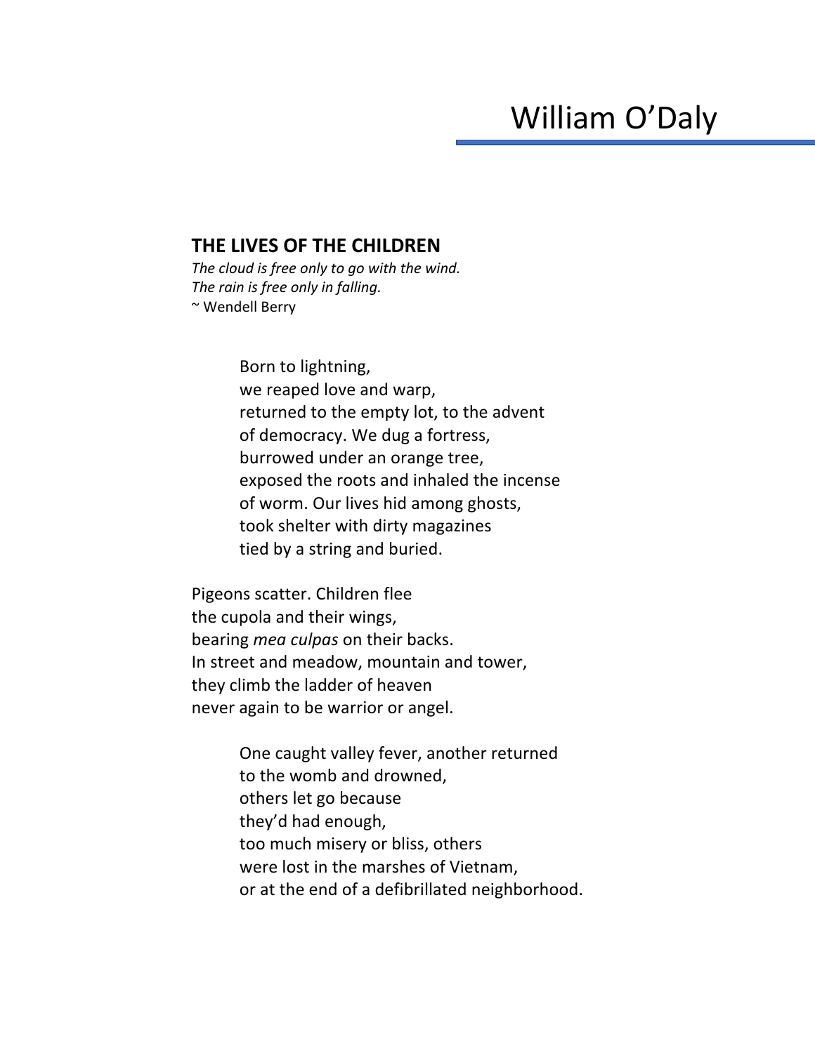# William O'Daly

## THE LIVES OF THE CHILDREN

*The cloud is free only to go with the wind.*
*The rain is free only in falling.*
~ Wendell Berry

Born to lightning,
we reaped love and warp,
returned to the empty lot, to the advent
of democracy. We dug a fortress,
burrowed under an orange tree,
exposed the roots and inhaled the incense
of worm. Our lives hid among ghosts,
took shelter with dirty magazines
tied by a string and buried.

Pigeons scatter. Children flee
the cupola and their wings,
bearing *mea culpas* on their backs.
In street and meadow, mountain and tower,
they climb the ladder of heaven
never again to be warrior or angel.

One caught valley fever, another returned
to the womb and drowned,
others let go because
they'd had enough,
too much misery or bliss, others
were lost in the marshes of Vietnam,
or at the end of a defibrillated neighborhood.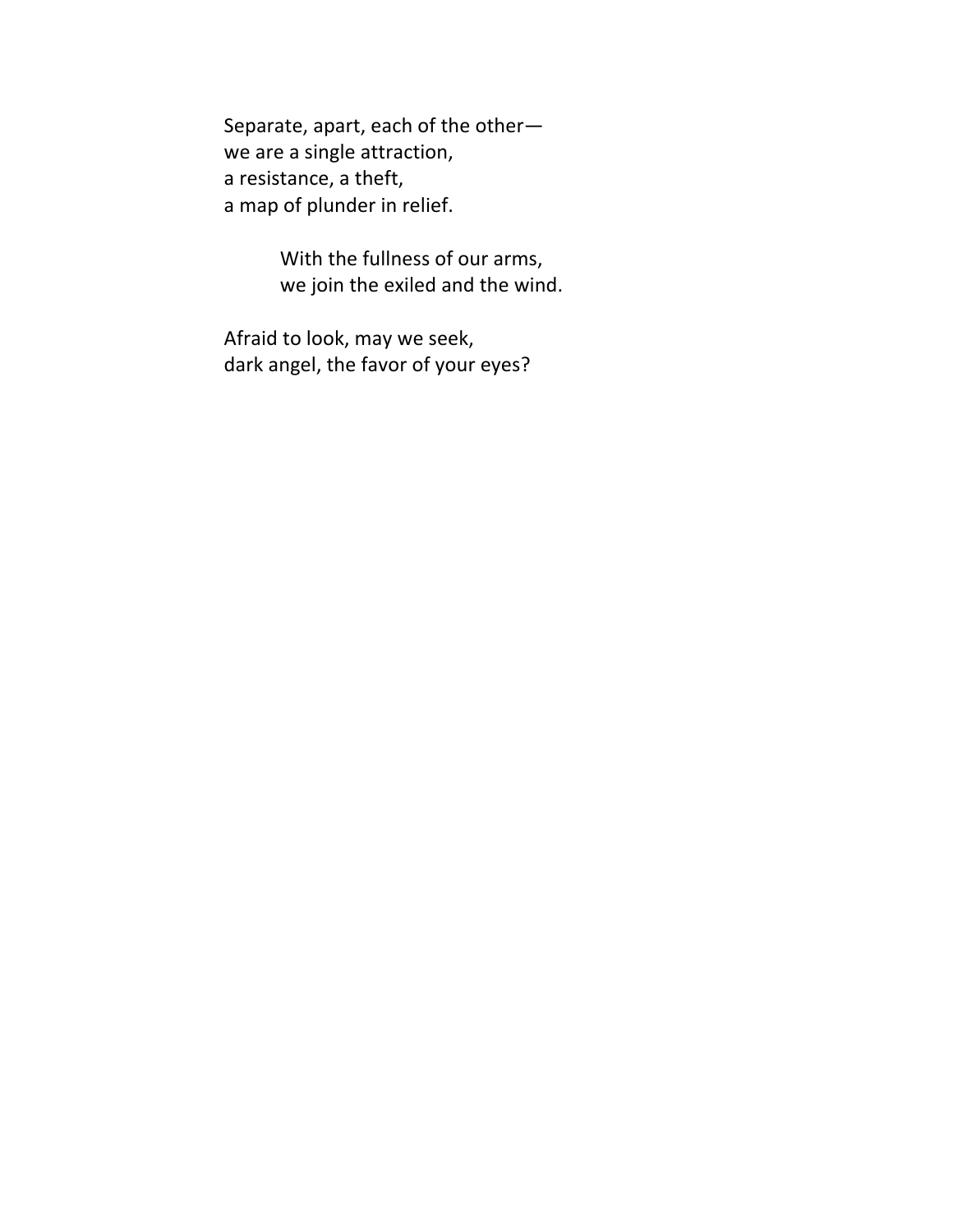Separate, apart, each of the other—
we are a single attraction,
a resistance, a theft,
a map of plunder in relief.

With the fullness of our arms,
we join the exiled and the wind.

Afraid to look, may we seek,
dark angel, the favor of your eyes?